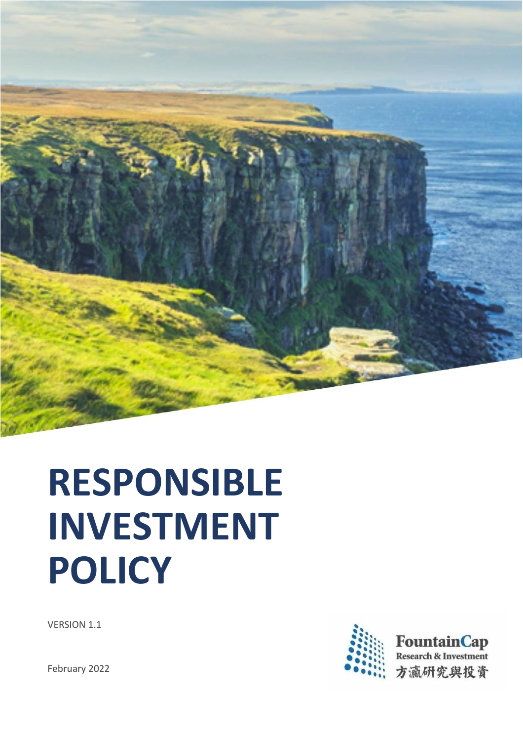# RESPONSIBLE INVESTMENT POLICY

VERSION 1.1

February 2022

FountainCap
Research & Investment
方瀛研究與投資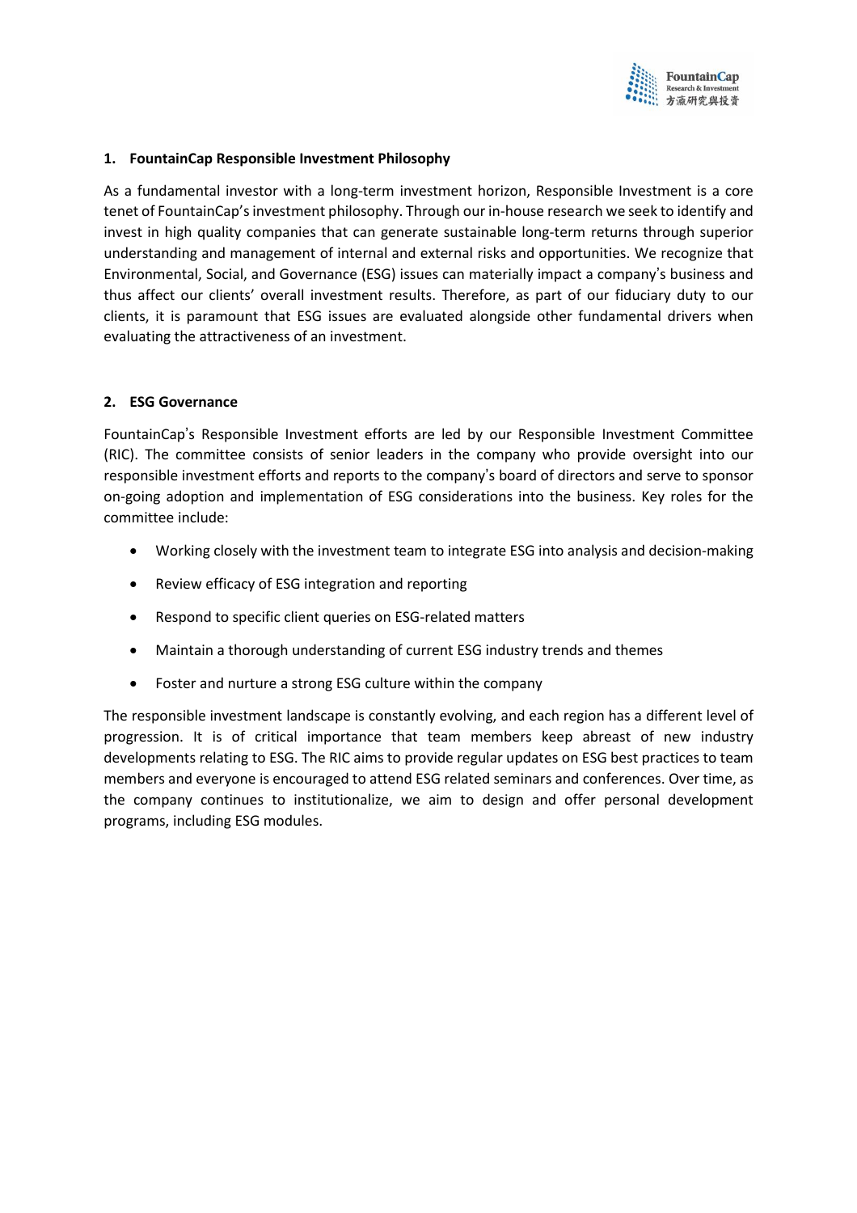## 1. FountainCap Responsible Investment Philosophy

As a fundamental investor with a long-term investment horizon, Responsible Investment is a core tenet of FountainCap's investment philosophy. Through our in-house research we seek to identify and invest in high quality companies that can generate sustainable long-term returns through superior understanding and management of internal and external risks and opportunities. We recognize that Environmental, Social, and Governance (ESG) issues can materially impact a company's business and thus affect our clients' overall investment results. Therefore, as part of our fiduciary duty to our clients, it is paramount that ESG issues are evaluated alongside other fundamental drivers when evaluating the attractiveness of an investment.

## 2. ESG Governance

FountainCap's Responsible Investment efforts are led by our Responsible Investment Committee (RIC). The committee consists of senior leaders in the company who provide oversight into our responsible investment efforts and reports to the company's board of directors and serve to sponsor on-going adoption and implementation of ESG considerations into the business. Key roles for the committee include:

- Working closely with the investment team to integrate ESG into analysis and decision-making
- Review efficacy of ESG integration and reporting
- Respond to specific client queries on ESG-related matters
- Maintain a thorough understanding of current ESG industry trends and themes
- Foster and nurture a strong ESG culture within the company

The responsible investment landscape is constantly evolving, and each region has a different level of progression. It is of critical importance that team members keep abreast of new industry developments relating to ESG. The RIC aims to provide regular updates on ESG best practices to team members and everyone is encouraged to attend ESG related seminars and conferences. Over time, as the company continues to institutionalize, we aim to design and offer personal development programs, including ESG modules.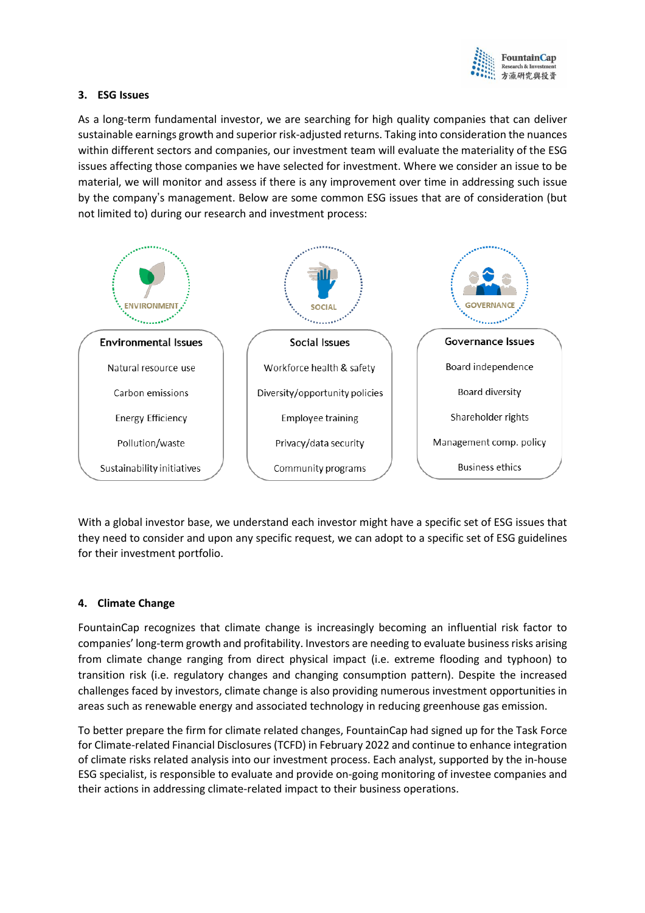## 3. ESG Issues

As a long-term fundamental investor, we are searching for high quality companies that can deliver sustainable earnings growth and superior risk-adjusted returns. Taking into consideration the nuances within different sectors and companies, our investment team will evaluate the materiality of the ESG issues affecting those companies we have selected for investment. Where we consider an issue to be material, we will monitor and assess if there is any improvement over time in addressing such issue by the company's management. Below are some common ESG issues that are of consideration (but not limited to) during our research and investment process:

| Environmental Issues | Social Issues | Governance Issues |
| --- | --- | --- |
| Natural resource use | Workforce health & safety | Board independence |
| Carbon emissions | Diversity/opportunity policies | Board diversity |
| Energy Efficiency | Employee training | Shareholder rights |
| Pollution/waste | Privacy/data security | Management comp. policy |
| Sustainability initiatives | Community programs | Business ethics |

With a global investor base, we understand each investor might have a specific set of ESG issues that they need to consider and upon any specific request, we can adopt to a specific set of ESG guidelines for their investment portfolio.

## 4. Climate Change

FountainCap recognizes that climate change is increasingly becoming an influential risk factor to companies' long-term growth and profitability. Investors are needing to evaluate business risks arising from climate change ranging from direct physical impact (i.e. extreme flooding and typhoon) to transition risk (i.e. regulatory changes and changing consumption pattern). Despite the increased challenges faced by investors, climate change is also providing numerous investment opportunities in areas such as renewable energy and associated technology in reducing greenhouse gas emission.

To better prepare the firm for climate related changes, FountainCap had signed up for the Task Force for Climate-related Financial Disclosures (TCFD) in February 2022 and continue to enhance integration of climate risks related analysis into our investment process. Each analyst, supported by the in-house ESG specialist, is responsible to evaluate and provide on-going monitoring of investee companies and their actions in addressing climate-related impact to their business operations.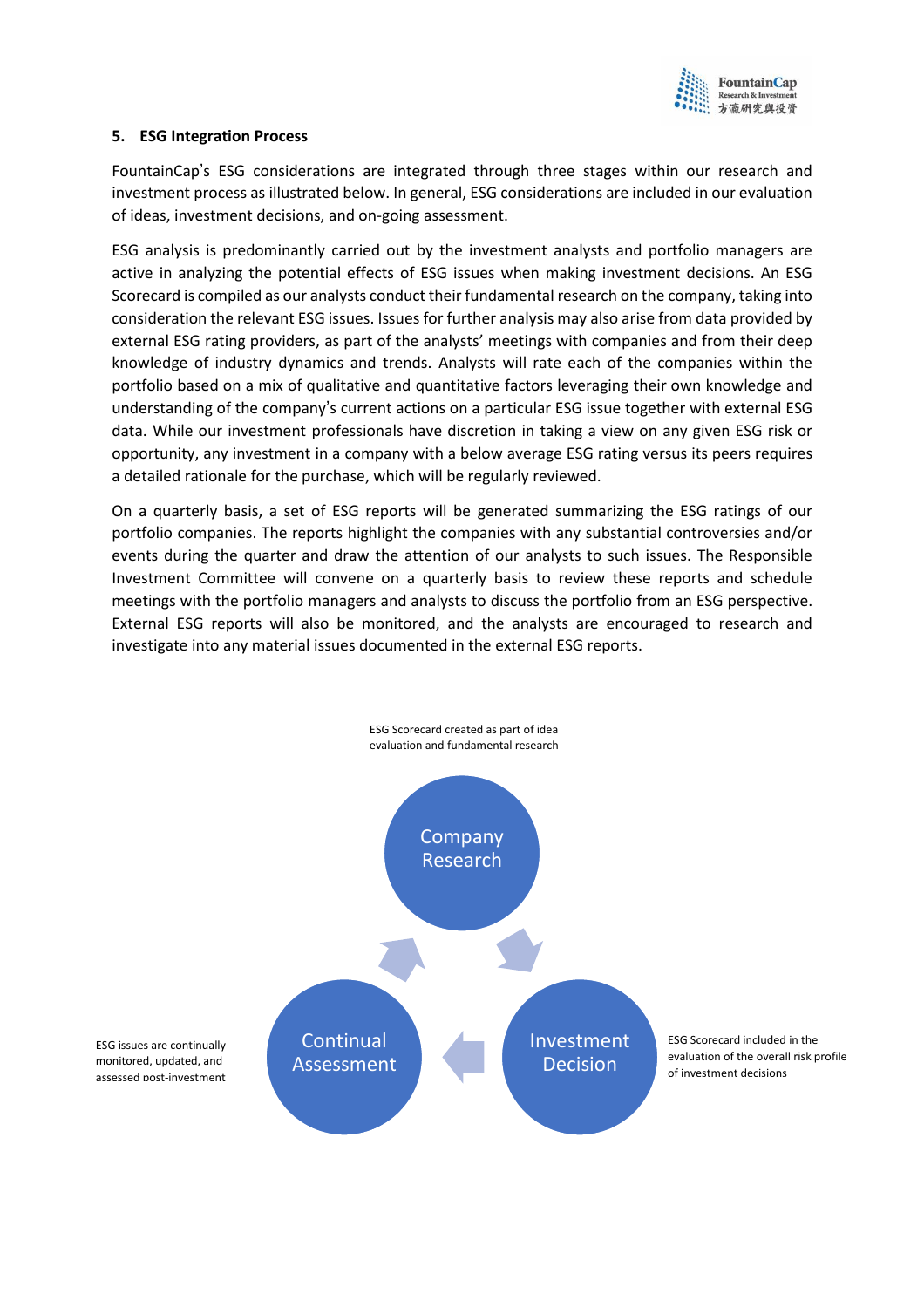## 5. ESG Integration Process

FountainCap's ESG considerations are integrated through three stages within our research and investment process as illustrated below. In general, ESG considerations are included in our evaluation of ideas, investment decisions, and on-going assessment.

ESG analysis is predominantly carried out by the investment analysts and portfolio managers are active in analyzing the potential effects of ESG issues when making investment decisions. An ESG Scorecard is compiled as our analysts conduct their fundamental research on the company, taking into consideration the relevant ESG issues. Issues for further analysis may also arise from data provided by external ESG rating providers, as part of the analysts' meetings with companies and from their deep knowledge of industry dynamics and trends. Analysts will rate each of the companies within the portfolio based on a mix of qualitative and quantitative factors leveraging their own knowledge and understanding of the company's current actions on a particular ESG issue together with external ESG data. While our investment professionals have discretion in taking a view on any given ESG risk or opportunity, any investment in a company with a below average ESG rating versus its peers requires a detailed rationale for the purchase, which will be regularly reviewed.

On a quarterly basis, a set of ESG reports will be generated summarizing the ESG ratings of our portfolio companies. The reports highlight the companies with any substantial controversies and/or events during the quarter and draw the attention of our analysts to such issues. The Responsible Investment Committee will convene on a quarterly basis to review these reports and schedule meetings with the portfolio managers and analysts to discuss the portfolio from an ESG perspective. External ESG reports will also be monitored, and the analysts are encouraged to research and investigate into any material issues documented in the external ESG reports.

ESG Scorecard created as part of idea evaluation and fundamental research

Company Research

Investment Decision

ESG Scorecard included in the evaluation of the overall risk profile of investment decisions

Continual Assessment

ESG issues are continually monitored, updated, and assessed post-investment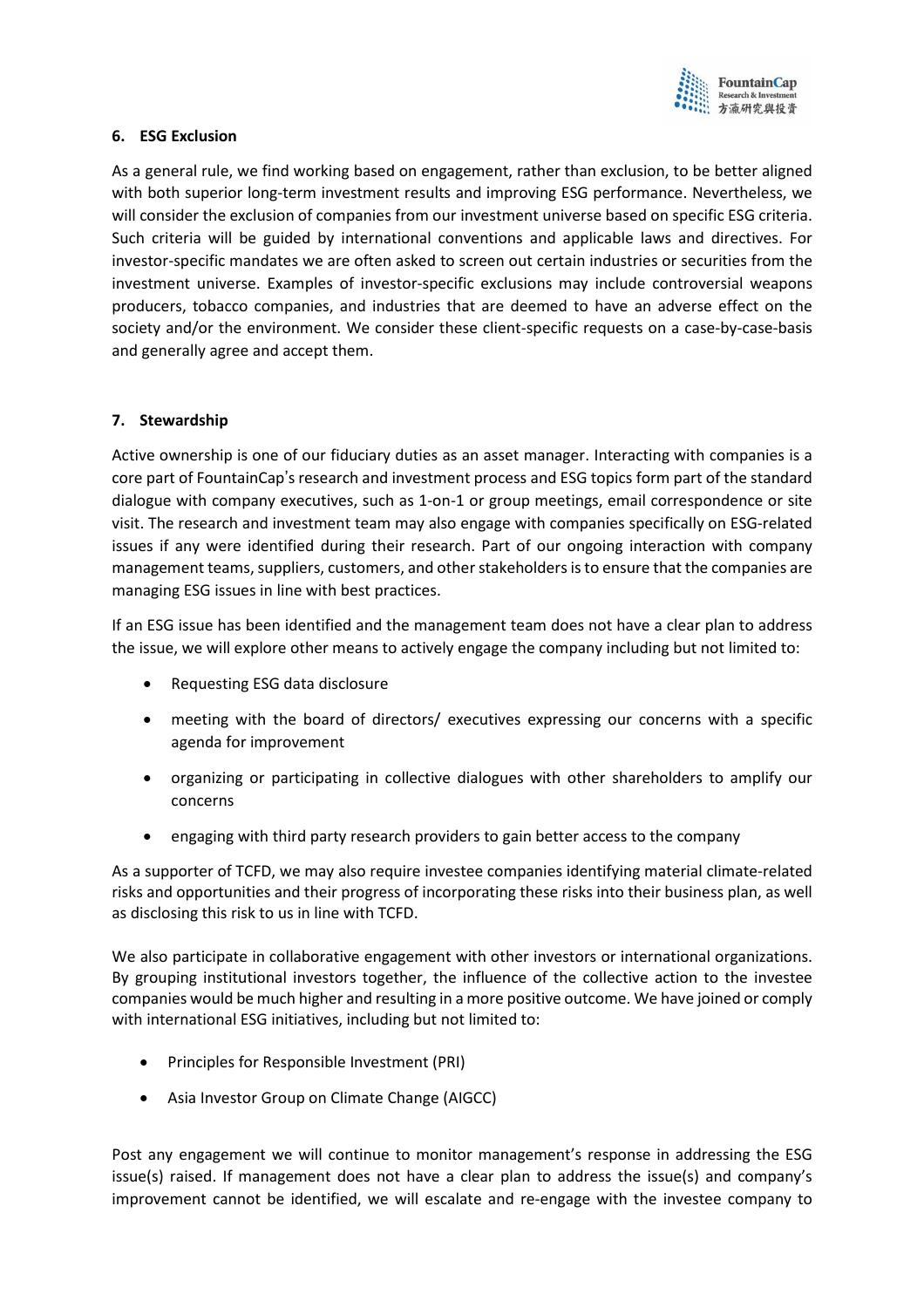## 6. ESG Exclusion

As a general rule, we find working based on engagement, rather than exclusion, to be better aligned with both superior long-term investment results and improving ESG performance. Nevertheless, we will consider the exclusion of companies from our investment universe based on specific ESG criteria. Such criteria will be guided by international conventions and applicable laws and directives. For investor-specific mandates we are often asked to screen out certain industries or securities from the investment universe. Examples of investor-specific exclusions may include controversial weapons producers, tobacco companies, and industries that are deemed to have an adverse effect on the society and/or the environment. We consider these client-specific requests on a case-by-case-basis and generally agree and accept them.

## 7. Stewardship

Active ownership is one of our fiduciary duties as an asset manager. Interacting with companies is a core part of FountainCap's research and investment process and ESG topics form part of the standard dialogue with company executives, such as 1-on-1 or group meetings, email correspondence or site visit. The research and investment team may also engage with companies specifically on ESG-related issues if any were identified during their research. Part of our ongoing interaction with company management teams, suppliers, customers, and other stakeholders is to ensure that the companies are managing ESG issues in line with best practices.

If an ESG issue has been identified and the management team does not have a clear plan to address the issue, we will explore other means to actively engage the company including but not limited to:

- Requesting ESG data disclosure
- meeting with the board of directors/ executives expressing our concerns with a specific agenda for improvement
- organizing or participating in collective dialogues with other shareholders to amplify our concerns
- engaging with third party research providers to gain better access to the company

As a supporter of TCFD, we may also require investee companies identifying material climate-related risks and opportunities and their progress of incorporating these risks into their business plan, as well as disclosing this risk to us in line with TCFD.

We also participate in collaborative engagement with other investors or international organizations. By grouping institutional investors together, the influence of the collective action to the investee companies would be much higher and resulting in a more positive outcome. We have joined or comply with international ESG initiatives, including but not limited to:

- Principles for Responsible Investment (PRI)
- Asia Investor Group on Climate Change (AIGCC)

Post any engagement we will continue to monitor management's response in addressing the ESG issue(s) raised. If management does not have a clear plan to address the issue(s) and company's improvement cannot be identified, we will escalate and re-engage with the investee company to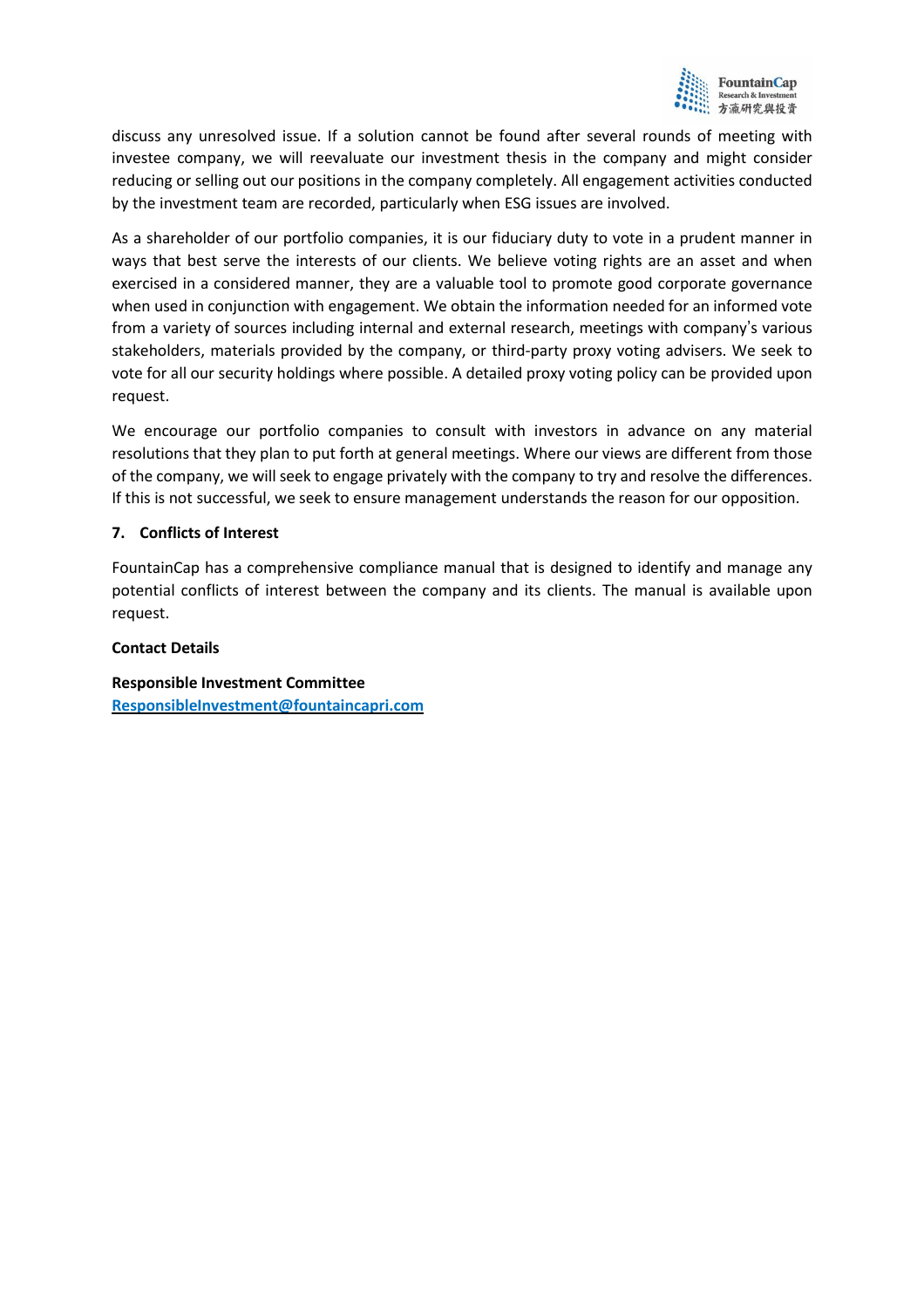discuss any unresolved issue. If a solution cannot be found after several rounds of meeting with investee company, we will reevaluate our investment thesis in the company and might consider reducing or selling out our positions in the company completely. All engagement activities conducted by the investment team are recorded, particularly when ESG issues are involved.

As a shareholder of our portfolio companies, it is our fiduciary duty to vote in a prudent manner in ways that best serve the interests of our clients. We believe voting rights are an asset and when exercised in a considered manner, they are a valuable tool to promote good corporate governance when used in conjunction with engagement. We obtain the information needed for an informed vote from a variety of sources including internal and external research, meetings with company's various stakeholders, materials provided by the company, or third-party proxy voting advisers. We seek to vote for all our security holdings where possible. A detailed proxy voting policy can be provided upon request.

We encourage our portfolio companies to consult with investors in advance on any material resolutions that they plan to put forth at general meetings. Where our views are different from those of the company, we will seek to engage privately with the company to try and resolve the differences. If this is not successful, we seek to ensure management understands the reason for our opposition.

### 7. Conflicts of Interest

FountainCap has a comprehensive compliance manual that is designed to identify and manage any potential conflicts of interest between the company and its clients. The manual is available upon request.

**Contact Details**

**Responsible Investment Committee**
[ResponsibleInvestment@fountaincapri.com](mailto:ResponsibleInvestment@fountaincapri.com)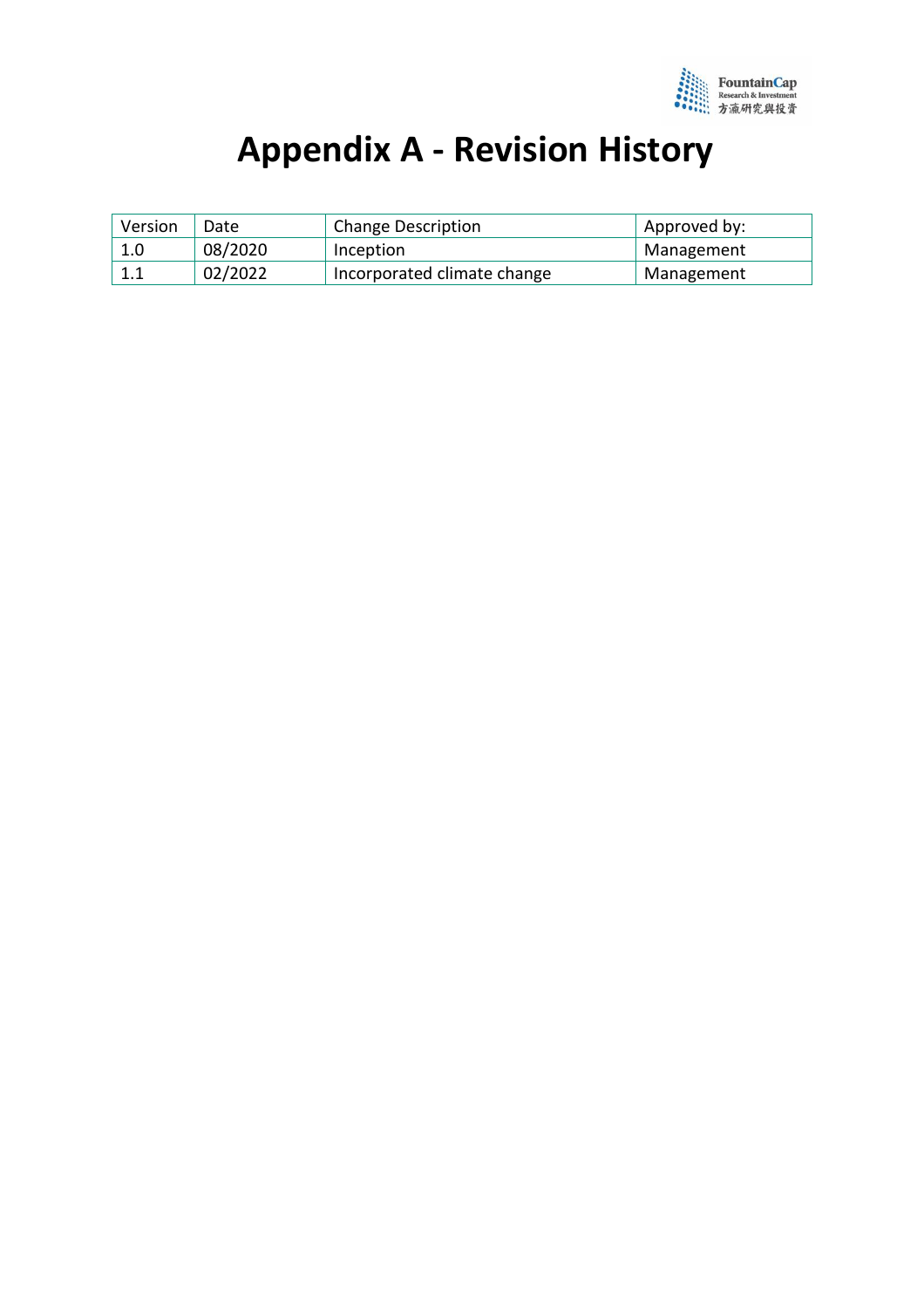# Appendix A - Revision History

| Version | Date | Change Description | Approved by: |
|---|---|---|---|
| 1.0 | 08/2020 | Inception | Management |
| 1.1 | 02/2022 | Incorporated climate change | Management |